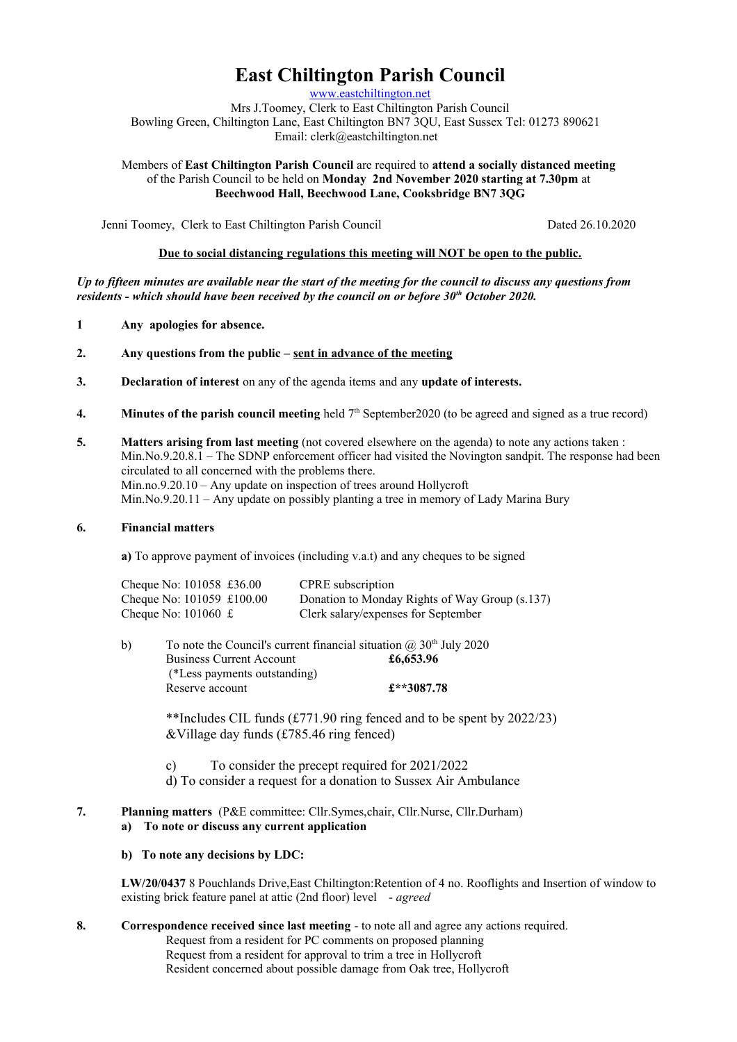# East Chiltington Parish Council

www.eastchiltington.net

Mrs J.Toomey, Clerk to East Chiltington Parish Council
Bowling Green, Chiltington Lane, East Chiltington BN7 3QU, East Sussex Tel: 01273 890621
Email: clerk@eastchiltington.net

Members of **East Chiltington Parish Council** are required to **attend a socially distanced meeting** of the Parish Council to be held on **Monday 2nd November 2020 starting at 7.30pm** at **Beechwood Hall, Beechwood Lane, Cooksbridge BN7 3QG**

Jenni Toomey, Clerk to East Chiltington Parish Council — Dated 26.10.2020

**Due to social distancing regulations this meeting will NOT be open to the public.**

***Up to fifteen minutes are available near the start of the meeting for the council to discuss any questions from residents - which should have been received by the council on or before 30th October 2020.***

**1 Any apologies for absence.**

**2. Any questions from the public – sent in advance of the meeting**

**3. Declaration of interest** on any of the agenda items and any **update of interests.**

**4. Minutes of the parish council meeting** held 7th September2020 (to be agreed and signed as a true record)

**5. Matters arising from last meeting** (not covered elsewhere on the agenda) to note any actions taken :
Min.No.9.20.8.1 – The SDNP enforcement officer had visited the Novington sandpit. The response had been circulated to all concerned with the problems there.
Min.no.9.20.10 – Any update on inspection of trees around Hollycroft
Min.No.9.20.11 – Any update on possibly planting a tree in memory of Lady Marina Bury

**6. Financial matters**

**a)** To approve payment of invoices (including v.a.t) and any cheques to be signed

| | |
|---|---|
| Cheque No: 101058 £36.00 | CPRE subscription |
| Cheque No: 101059 £100.00 | Donation to Monday Rights of Way Group (s.137) |
| Cheque No: 101060 £ | Clerk salary/expenses for September |

b) To note the Council's current financial situation @ 30th July 2020

| | |
|---|---|
| Business Current Account | **£6,653.96** |
| (*Less payments outstanding) | |
| Reserve account | **£**3087.78** |

**Includes CIL funds (£771.90 ring fenced and to be spent by 2022/23) &Village day funds (£785.46 ring fenced)

c) To consider the precept required for 2021/2022

d) To consider a request for a donation to Sussex Air Ambulance

**7. Planning matters** (P&E committee: Cllr.Symes,chair, Cllr.Nurse, Cllr.Durham)

**a) To note or discuss any current application**

**b) To note any decisions by LDC:**

**LW/20/0437** 8 Pouchlands Drive,East Chiltington:Retention of 4 no. Rooflights and Insertion of window to existing brick feature panel at attic (2nd floor) level - *agreed*

**8. Correspondence received since last meeting** - to note all and agree any actions required.
Request from a resident for PC comments on proposed planning
Request from a resident for approval to trim a tree in Hollycroft
Resident concerned about possible damage from Oak tree, Hollycroft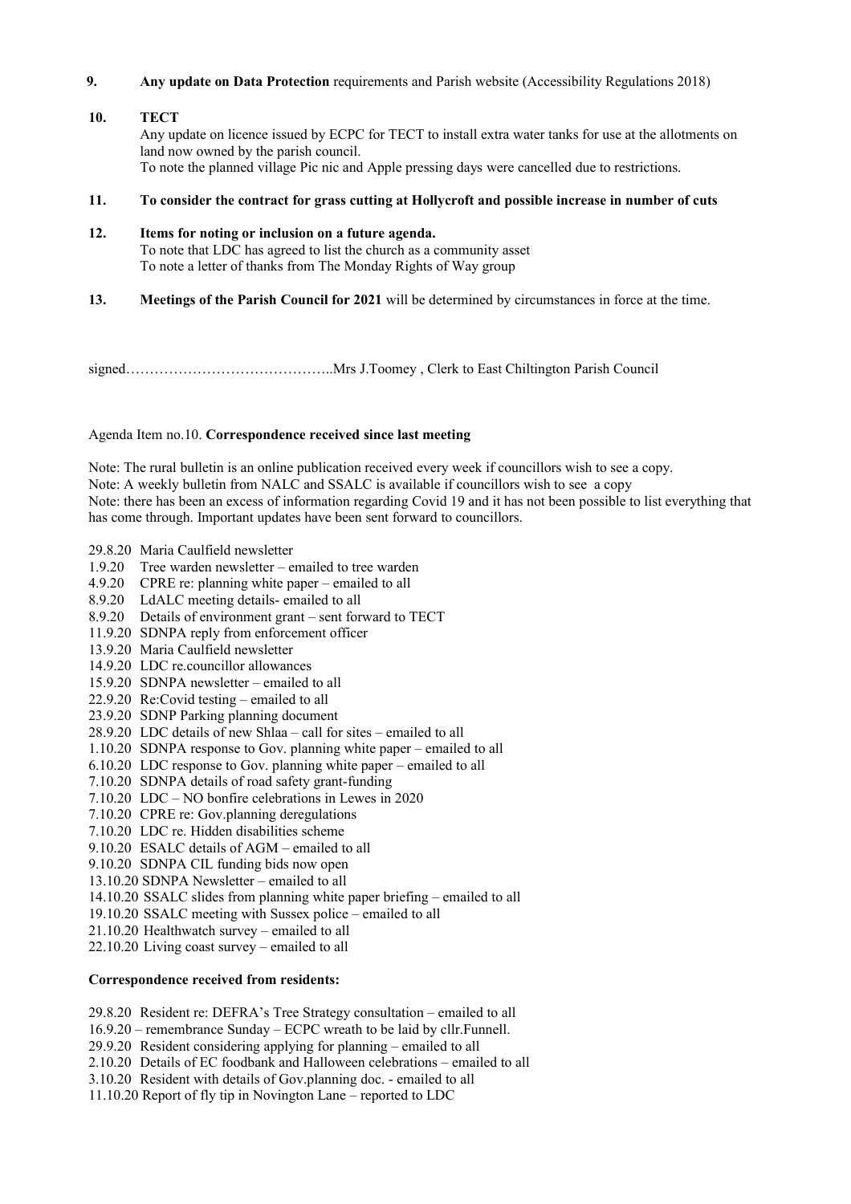**9.** **Any update on Data Protection** requirements and Parish website (Accessibility Regulations 2018)

**10.** **TECT**

Any update on licence issued by ECPC for TECT to install extra water tanks for use at the allotments on land now owned by the parish council.

To note the planned village Pic nic and Apple pressing days were cancelled due to restrictions.

**11.** **To consider the contract for grass cutting at Hollycroft and possible increase in number of cuts**

**12.** **Items for noting or inclusion on a future agenda.**

To note that LDC has agreed to list the church as a community asset

To note a letter of thanks from The Monday Rights of Way group

**13.** **Meetings of the Parish Council for 2021** will be determined by circumstances in force at the time.

signed……………………………………..Mrs J.Toomey , Clerk to East Chiltington Parish Council

Agenda Item no.10. **Correspondence received since last meeting**

Note: The rural bulletin is an online publication received every week if councillors wish to see a copy.
Note: A weekly bulletin from NALC and SSALC is available if councillors wish to see a copy
Note: there has been an excess of information regarding Covid 19 and it has not been possible to list everything that has come through. Important updates have been sent forward to councillors.

29.8.20 Maria Caulfield newsletter
1.9.20 Tree warden newsletter – emailed to tree warden
4.9.20 CPRE re: planning white paper – emailed to all
8.9.20 LdALC meeting details- emailed to all
8.9.20 Details of environment grant – sent forward to TECT
11.9.20 SDNPA reply from enforcement officer
13.9.20 Maria Caulfield newsletter
14.9.20 LDC re.councillor allowances
15.9.20 SDNPA newsletter – emailed to all
22.9.20 Re:Covid testing – emailed to all
23.9.20 SDNP Parking planning document
28.9.20 LDC details of new Shlaa – call for sites – emailed to all
1.10.20 SDNPA response to Gov. planning white paper – emailed to all
6.10.20 LDC response to Gov. planning white paper – emailed to all
7.10.20 SDNPA details of road safety grant-funding
7.10.20 LDC – NO bonfire celebrations in Lewes in 2020
7.10.20 CPRE re: Gov.planning deregulations
7.10.20 LDC re. Hidden disabilities scheme
9.10.20 ESALC details of AGM – emailed to all
9.10.20 SDNPA CIL funding bids now open
13.10.20 SDNPA Newsletter – emailed to all
14.10.20 SSALC slides from planning white paper briefing – emailed to all
19.10.20 SSALC meeting with Sussex police – emailed to all
21.10.20 Healthwatch survey – emailed to all
22.10.20 Living coast survey – emailed to all

**Correspondence received from residents:**

29.8.20 Resident re: DEFRA's Tree Strategy consultation – emailed to all
16.9.20 – remembrance Sunday – ECPC wreath to be laid by cllr.Funnell.
29.9.20 Resident considering applying for planning – emailed to all
2.10.20 Details of EC foodbank and Halloween celebrations – emailed to all
3.10.20 Resident with details of Gov.planning doc. - emailed to all
11.10.20 Report of fly tip in Novington Lane – reported to LDC